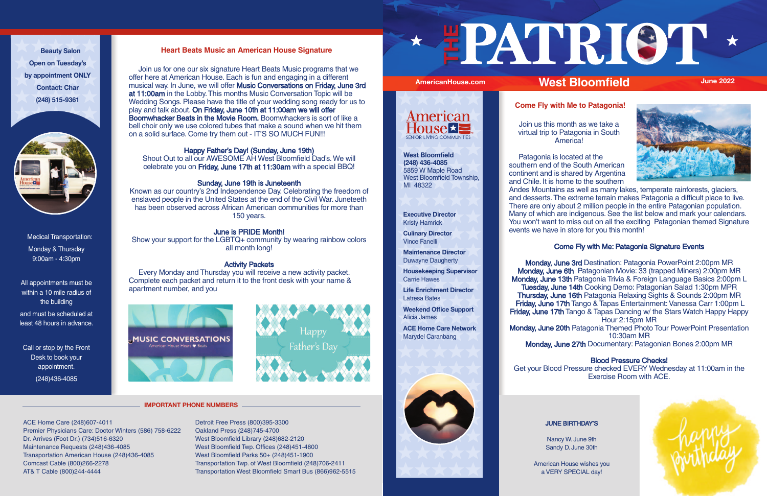# THE PATRIOT

AmericanHouse.com | **West Bloomfield** | June 2022

Beauty Salon
Open on Tuesday's
by appointment ONLY
Contact: Char
(248) 515-9361

Medical Transportation:
Monday & Thursday
9:00am - 4:30pm

All appointments must be within a 10 mile radius of the building
and must be scheduled at least 48 hours in advance.

Call or stop by the Front Desk to book your appointment.
(248)436-4085

## Heart Beats Music an American House Signature

Join us for one our six signature Heart Beats Music programs that we offer here at American House. Each is fun and engaging in a different musical way. In June, we will offer **Music Conversations on Friday, June 3rd at 11:00am** in the Lobby. This months Music Conversation Topic will be Wedding Songs. Please have the title of your wedding song ready for us to play and talk about. **On Friday, June 10th at 11:00am we will offer Boomwhacker Beats in the Movie Room.** Boomwhackers is sort of like a bell choir only we use colored tubes that make a sound when we hit them on a solid surface. Come try them out - IT'S SO MUCH FUN!!!

**Happy Father's Day! (Sunday, June 19th)**
Shout Out to all our AWESOME AH West Bloomfield Dad's. We will celebrate you on **Friday, June 17th at 11:30am** with a special BBQ!

**Sunday, June 19th is Juneteenth**
Known as our country's 2nd Independence Day. Celebrating the freedom of enslaved people in the United States at the end of the Civil War. Juneteeth has been observed across African American communities for more than 150 years.

**June is PRIDE Month!**
Show your support for the LGBTQ+ community by wearing rainbow colors all month long!

**Activity Packets**
Every Monday and Thursday you will receive a new activity packet. Complete each packet and return it to the front desk with your name & apartment number, and you

MUSIC CONVERSATIONS
American House Heart Beats

Happy Father's Day

**American House** SENIOR LIVING COMMUNITIES

**West Bloomfield**
**(248) 436-4085**
5859 W Maple Road
West Bloomfield Township, MI 48322

**Executive Director**
Kristy Hamrick

**Culinary Director**
Vince Fanelli

**Maintenance Director**
Duwayne Daugherty

**Housekeeping Supervisor**
Carrie Hawes

**Life Enrichment Director**
Latresa Bates

**Weekend Office Support**
Alicia James

**ACE Home Care Network**
Marydel Carananbang

## Come Fly with Me to Patagonia!

Join us this month as we take a virtual trip to Patagonia in South America!

Patagonia is located at the southern end of the South American continent and is shared by Argentina and Chile. It is home to the southern Andes Mountains as well as many lakes, temperate rainforests, glaciers, and desserts. The extreme terrain makes Patagonia a difficult place to live. There are only about 2 million people in the entire Patagonian population. Many of which are indigenous. See the list below and mark your calendars. You won't want to miss out on all the exciting Patagonian themed Signature events we have in store for you this month!

**Come Fly with Me: Patagonia Signature Events**

**Monday, June 3rd** Destination: Patagonia PowerPoint 2:00pm MR
**Monday, June 6th** Patagonian Movie: 33 (trapped Miners) 2:00pm MR
**Monday, June 13th** Patagonia Trivia & Foreign Language Basics 2:00pm L
**Tuesday, June 14th** Cooking Demo: Patagonian Salad 1:30pm MPR
**Thursday, June 16th** Patagonia Relaxing Sights & Sounds 2:00pm MR
**Friday, June 17th** Tango & Tapas Entertainment: Vanessa Carr 1:00pm L
**Friday, June 17th** Tango & Tapas Dancing w/ the Stars Watch Happy Happy Hour 2:15pm MR
**Monday, June 20th** Patagonia Themed Photo Tour PowerPoint Presentation 10:30am MR
**Monday, June 27th** Documentary: Patagonian Bones 2:00pm MR

**Blood Pressure Checks!**
Get your Blood Pressure checked EVERY Wednesday at 11:00am in the Exercise Room with ACE.

### IMPORTANT PHONE NUMBERS

ACE Home Care (248)607-4011
Premier Physicians Care: Doctor Winters (586) 758-6222
Dr. Arrives (Foot Dr.) (734)516-6320
Maintenance Requests (248)436-4085
Transportation American House (248)436-4085
Comcast Cable (800)266-2278
AT& T Cable (800)244-4444
Detroit Free Press (800)395-3300
Oakland Press (248)745-4700
West Bloomfield Library (248)682-2120
West Bloomfield Twp. Offices (248)451-4800
West Bloomfield Parks 50+ (248)451-1900
Transportation Twp. of West Bloomfield (248)706-2411
Transportation West Bloomfield Smart Bus (866)962-5515

### JUNE BIRTHDAY'S

Nancy W. June 9th
Sandy D. June 30th

American House wishes you a VERY SPECIAL day!

happy birthday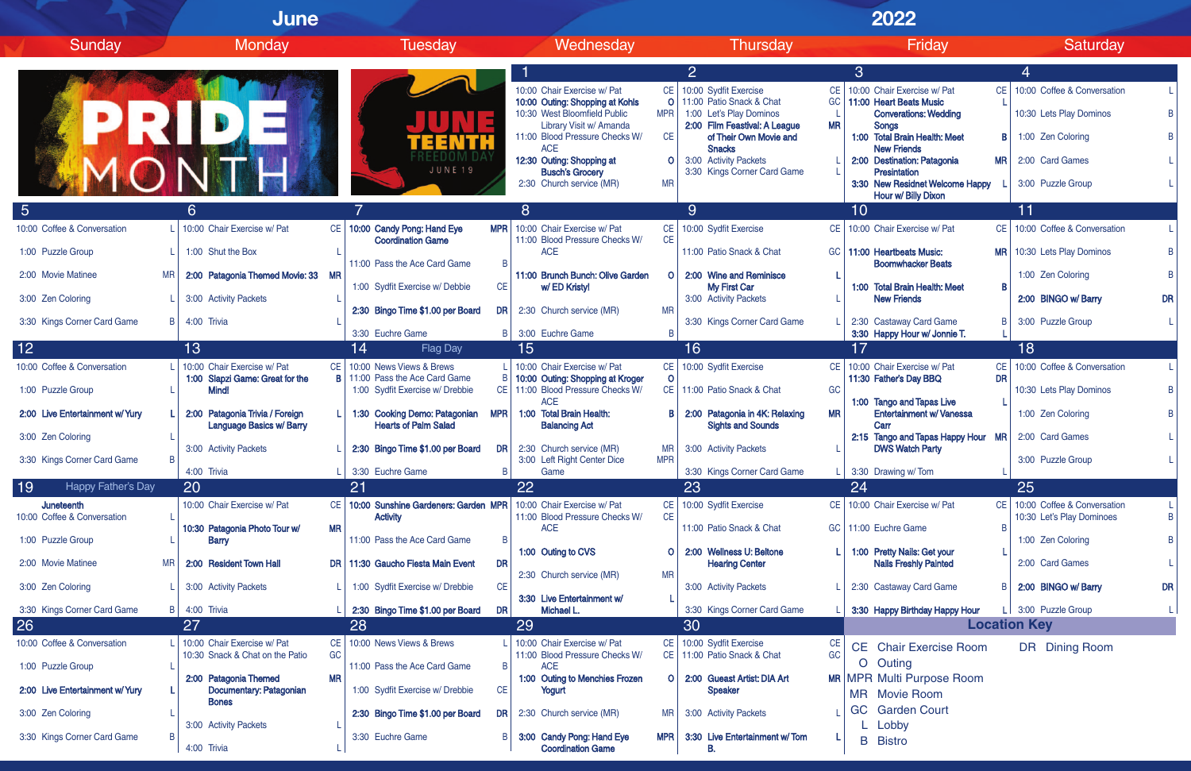# June 2022

| Sunday | Monday | Tuesday | Wednesday | Thursday | Friday | Saturday |
|---|---|---|---|---|---|---|
| PRIDE MONTH | | JUNE TEENTH FREEDOM DAY JUNE 19 | **1**<br>10:00 Chair Exercise w/ Pat CE<br>**10:00 Outing: Shopping at Kohls O**<br>10:30 West Bloomfield Public Library Visit w/ Amanda MPR<br>11:00 Blood Pressure Checks W/ ACE CE<br>**12:30 Outing: Shopping at Busch's Grocery O**<br>2:30 Church service (MR) MR | **2**<br>10:00 Sydfit Exercise CE<br>11:00 Patio Snack & Chat GC<br>1:00 Let's Play Dominos L<br>**2:00 Film Feastival: A League of Their Own Movie and Snacks MR**<br>3:00 Activity Packets L<br>3:30 Kings Corner Card Game L | **3**<br>10:00 Chair Exercise w/ Pat CE<br>**11:00 Heart Beats Music Converations: Wedding Songs L**<br>**1:00 Total Brain Health: Meet New Friends B**<br>**2:00 Destination: Patagonia Presintation MR**<br>**3:30 New Residnet Welcome Happy Hour w/ Billy Dixon L** | **4**<br>10:00 Coffee & Conversation L<br>10:30 Lets Play Dominos B<br>1:00 Zen Coloring B<br>2:00 Card Games L<br>3:00 Puzzle Group L |
| **5**<br>10:00 Coffee & Conversation L<br>1:00 Puzzle Group L<br>2:00 Movie Matinee MR<br>3:00 Zen Coloring L<br>3:30 Kings Corner Card Game B | **6**<br>10:00 Chair Exercise w/ Pat CE<br>1:00 Shut the Box L<br>**2:00 Patagonia Themed Movie: 33 MR**<br>3:00 Activity Packets L<br>4:00 Trivia L | **7**<br>**10:00 Candy Pong: Hand Eye Coordination Game MPR**<br>11:00 Pass the Ace Card Game B<br>1:00 Sydfit Exercise w/ Debbie CE<br>**2:30 Bingo Time $1.00 per Board DR**<br>3:30 Euchre Game B | **8**<br>10:00 Chair Exercise w/ Pat CE<br>11:00 Blood Pressure Checks W/ ACE CE<br>**11:00 Brunch Bunch: Olive Garden w/ ED Kristy! O**<br>2:30 Church service (MR) MR<br>3:00 Euchre Game B | **9**<br>10:00 Sydfit Exercise CE<br>11:00 Patio Snack & Chat GC<br>**2:00 Wine and Reminisce My First Car L**<br>3:00 Activity Packets L<br>3:30 Kings Corner Card Game L | **10**<br>10:00 Chair Exercise w/ Pat CE<br>**11:00 Heartbeats Music: Boomwhacker Beats MR**<br>**1:00 Total Brain Health: Meet New Friends B**<br>2:30 Castaway Card Game B<br>**3:30 Happy Hour w/ Jonnie T. L** | **11**<br>10:00 Coffee & Conversation L<br>10:30 Lets Play Dominos B<br>1:00 Zen Coloring B<br>**2:00 BINGO w/ Barry DR**<br>3:00 Puzzle Group L |
| **12**<br>10:00 Coffee & Conversation L<br>1:00 Puzzle Group L<br>**2:00 Live Entertainment w/ Yury L**<br>3:00 Zen Coloring L<br>3:30 Kings Corner Card Game B | **13**<br>10:00 Chair Exercise w/ Pat CE<br>**1:00 Slapzi Game: Great for the Mind! B**<br>**2:00 Patagonia Trivia / Foreign Language Basics w/ Barry L**<br>3:00 Activity Packets L<br>4:00 Trivia L | **14** Flag Day<br>10:00 News Views & Brews L<br>11:00 Pass the Ace Card Game B<br>1:00 Sydfit Exercise w/ Drebbie CE<br>**1:30 Cooking Demo: Patagonian Hearts of Palm Salad MPR**<br>**2:30 Bingo Time $1.00 per Board DR**<br>3:30 Euchre Game B | **15**<br>10:00 Chair Exercise w/ Pat CE<br>**10:00 Outing: Shopping at Kroger O**<br>11:00 Blood Pressure Checks W/ ACE CE<br>**1:00 Total Brain Health: Balancing Act B**<br>2:30 Church service (MR) MR<br>3:00 Left Right Center Dice Game MPR | **16**<br>10:00 Sydfit Exercise CE<br>11:00 Patio Snack & Chat GC<br>**2:00 Patagonia in 4K: Relaxing Sights and Sounds MR**<br>3:00 Activity Packets L<br>3:30 Kings Corner Card Game L | **17**<br>10:00 Chair Exercise w/ Pat CE<br>**11:30 Father's Day BBQ DR**<br>**1:00 Tango and Tapas Live Entertainment w/ Vanessa Carr L**<br>**2:15 Tango and Tapas Happy Hour DWS Watch Party MR**<br>3:30 Drawing w/ Tom L | **18**<br>10:00 Coffee & Conversation L<br>10:30 Lets Play Dominos B<br>1:00 Zen Coloring B<br>2:00 Card Games L<br>3:00 Puzzle Group L |
| **19** Happy Father's Day<br>**Juneteenth**<br>10:00 Coffee & Conversation L<br>1:00 Puzzle Group L<br>2:00 Movie Matinee MR<br>3:00 Zen Coloring L<br>3:30 Kings Corner Card Game B | **20**<br>10:00 Chair Exercise w/ Pat CE<br>**10:30 Patagonia Photo Tour w/ Barry MR**<br>**2:00 Resident Town Hall DR**<br>3:00 Activity Packets L<br>4:00 Trivia L | **21**<br>**10:00 Sunshine Gardeners: Garden Activity MPR**<br>11:00 Pass the Ace Card Game B<br>**11:30 Gaucho Fiesta Main Event DR**<br>1:00 Sydfit Exercise w/ Drebbie CE<br>**2:30 Bingo Time $1.00 per Board DR** | **22**<br>10:00 Chair Exercise w/ Pat CE<br>11:00 Blood Pressure Checks W/ ACE CE<br>**1:00 Outing to CVS O**<br>2:30 Church service (MR) MR<br>**3:30 Live Entertainment w/ Michael L. L** | **23**<br>10:00 Sydfit Exercise CE<br>11:00 Patio Snack & Chat GC<br>**2:00 Wellness U: Beltone Hearing Center L**<br>3:00 Activity Packets L<br>3:30 Kings Corner Card Game L | **24**<br>10:00 Chair Exercise w/ Pat CE<br>11:00 Euchre Game B<br>**1:00 Pretty Nails: Get your Nails Freshly Painted L**<br>2:30 Castaway Card Game B<br>**3:30 Happy Birthday Happy Hour L** | **25**<br>10:00 Coffee & Conversation L<br>10:30 Let's Play Dominoes B<br>1:00 Zen Coloring B<br>2:00 Card Games L<br>**2:00 BINGO w/ Barry DR**<br>3:00 Puzzle Group L |
| **26**<br>10:00 Coffee & Conversation L<br>1:00 Puzzle Group L<br>**2:00 Live Entertainment w/ Yury L**<br>3:00 Zen Coloring L<br>3:30 Kings Corner Card Game B | **27**<br>10:00 Chair Exercise w/ Pat CE<br>10:30 Snack & Chat on the Patio GC<br>**2:00 Patagonia Themed Documentary: Patagonian Bones MR**<br>3:00 Activity Packets L<br>4:00 Trivia L | **28**<br>10:00 News Views & Brews L<br>11:00 Pass the Ace Card Game B<br>1:00 Sydfit Exercise w/ Drebbie CE<br>**2:30 Bingo Time $1.00 per Board DR**<br>3:30 Euchre Game B | **29**<br>10:00 Chair Exercise w/ Pat CE<br>11:00 Blood Pressure Checks W/ ACE CE<br>**1:00 Outing to Menchies Frozen Yogurt O**<br>2:30 Church service (MR) MR<br>**3:00 Candy Pong: Hand Eye Coordination Game MPR** | **30**<br>10:00 Sydfit Exercise CE<br>11:00 Patio Snack & Chat GC<br>**2:00 Gueast Artist: DIA Art Speaker MR**<br>3:00 Activity Packets L<br>**3:30 Live Entertainment w/ Tom B. L** | | |

## Location Key

- CE Chair Exercise Room
- O Outing
- MPR Multi Purpose Room
- MR Movie Room
- GC Garden Court
- L Lobby
- B Bistro
- DR Dining Room